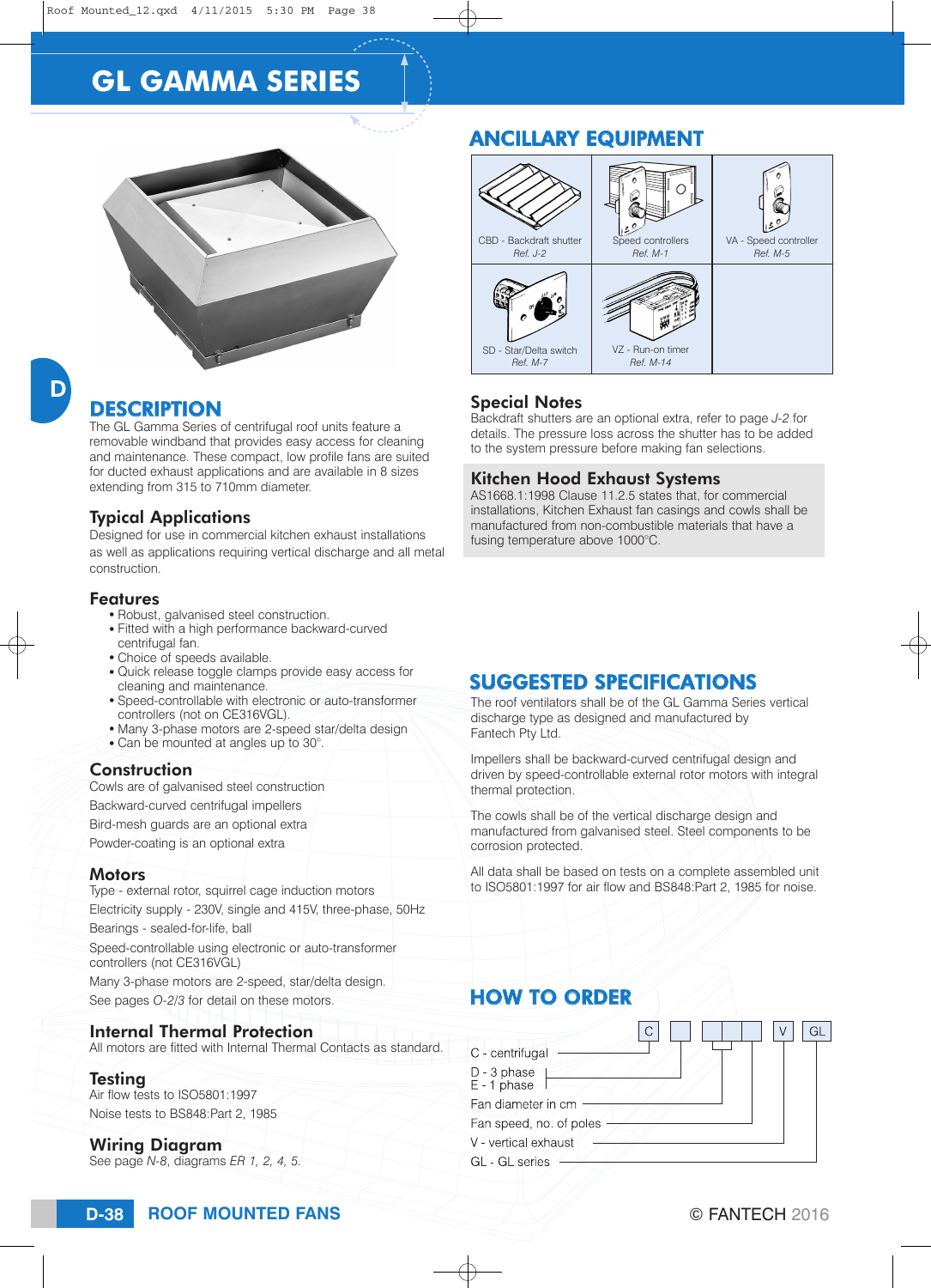# GL GAMMA SERIES

## DESCRIPTION

The GL Gamma Series of centrifugal roof units feature a removable windband that provides easy access for cleaning and maintenance. These compact, low profile fans are suited for ducted exhaust applications and are available in 8 sizes extending from 315 to 710mm diameter.

### Typical Applications

Designed for use in commercial kitchen exhaust installations as well as applications requiring vertical discharge and all metal construction.

### Features

- Robust, galvanised steel construction.
- Fitted with a high performance backward-curved centrifugal fan.
- Choice of speeds available.
- Quick release toggle clamps provide easy access for cleaning and maintenance.
- Speed-controllable with electronic or auto-transformer controllers (not on CE316VGL).
- Many 3-phase motors are 2-speed star/delta design
- Can be mounted at angles up to 30°.

### Construction

Cowls are of galvanised steel construction

Backward-curved centrifugal impellers

Bird-mesh guards are an optional extra

Powder-coating is an optional extra

### Motors

Type - external rotor, squirrel cage induction motors

Electricity supply - 230V, single and 415V, three-phase, 50Hz

Bearings - sealed-for-life, ball

Speed-controllable using electronic or auto-transformer controllers (not CE316VGL)

Many 3-phase motors are 2-speed, star/delta design.

See pages *O-2/3* for detail on these motors.

### Internal Thermal Protection

All motors are fitted with Internal Thermal Contacts as standard.

### Testing

Air flow tests to ISO5801:1997

Noise tests to BS848:Part 2, 1985

### Wiring Diagram

See page *N-8*, diagrams *ER 1, 2, 4, 5.*

## ANCILLARY EQUIPMENT

| | | |
|---|---|---|
| CBD - Backdraft shutter *Ref. J-2* | Speed controllers *Ref. M-1* | VA - Speed controller *Ref. M-5* |
| SD - Star/Delta switch *Ref. M-7* | VZ - Run-on timer *Ref. M-14* | |

### Special Notes

Backdraft shutters are an optional extra, refer to page *J-2* for details. The pressure loss across the shutter has to be added to the system pressure before making fan selections.

### Kitchen Hood Exhaust Systems

AS1668.1:1998 Clause 11.2.5 states that, for commercial installations, Kitchen Exhaust fan casings and cowls shall be manufactured from non-combustible materials that have a fusing temperature above 1000°C.

## SUGGESTED SPECIFICATIONS

The roof ventilators shall be of the GL Gamma Series vertical discharge type as designed and manufactured by Fantech Pty Ltd.

Impellers shall be backward-curved centrifugal design and driven by speed-controllable external rotor motors with integral thermal protection.

The cowls shall be of the vertical discharge design and manufactured from galvanised steel. Steel components to be corrosion protected.

All data shall be based on tests on a complete assembled unit to ISO5801:1997 for air flow and BS848:Part 2, 1985 for noise.

## HOW TO ORDER

C [ ] [ ][ ] [ ] V GL

- C - centrifugal
- D - 3 phase / E - 1 phase
- Fan diameter in cm
- Fan speed, no. of poles
- V - vertical exhaust
- GL - GL series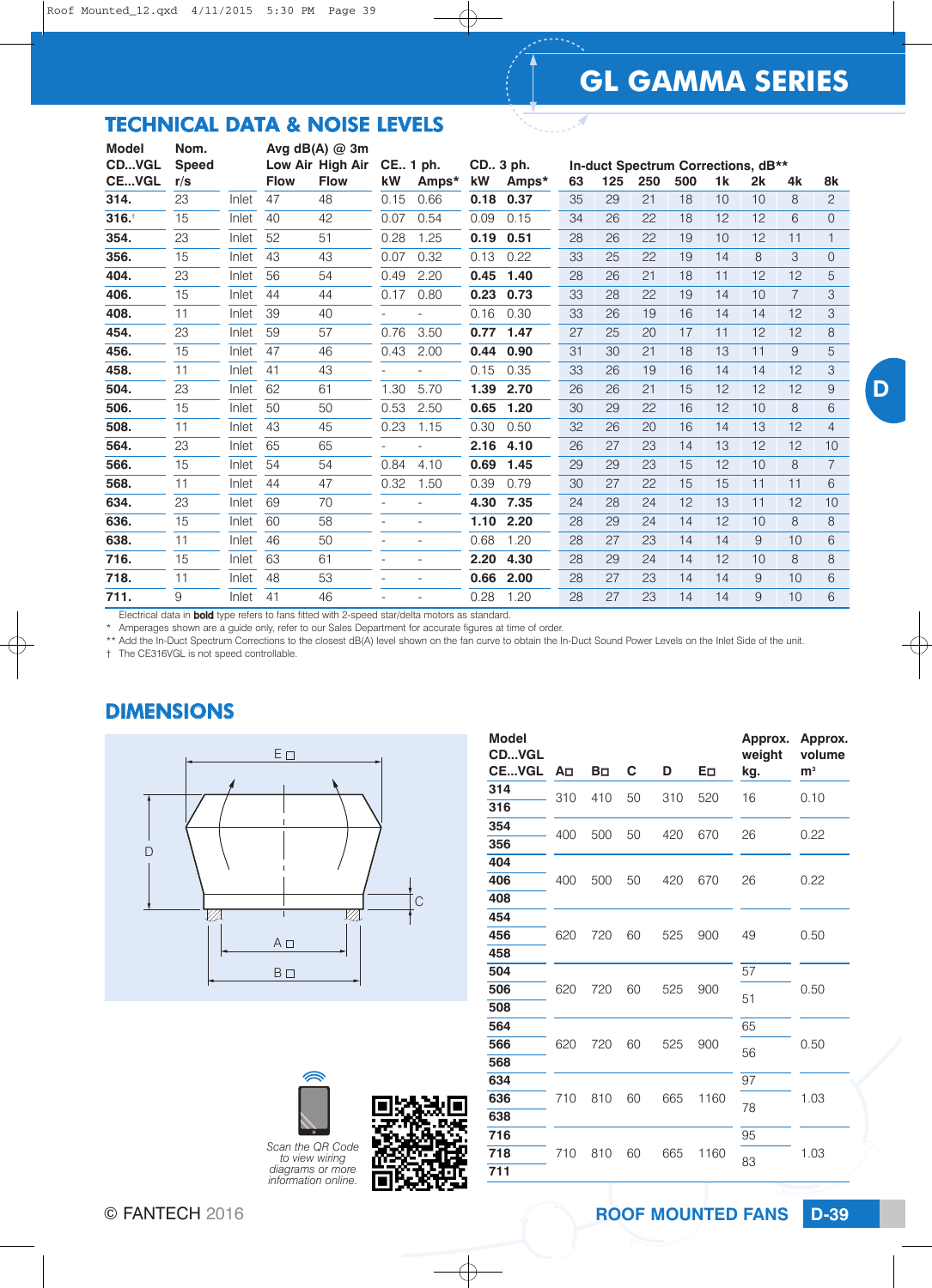# GL GAMMA SERIES

## TECHNICAL DATA & NOISE LEVELS

| Model CD...VGL CE...VGL | Nom. Speed r/s | | Avg dB(A) @ 3m Low Air Flow | High Air Flow | CE.. 1 ph. kW | Amps* | CD.. 3 ph. kW | Amps* | In-duct Spectrum Corrections, dB** 63 | 125 | 250 | 500 | 1k | 2k | 4k | 8k |
|---|---|---|---|---|---|---|---|---|---|---|---|---|---|---|---|---|
| **314.** | 23 | Inlet | 47 | 48 | 0.15 | 0.66 | **0.18** | **0.37** | 35 | 29 | 21 | 18 | 10 | 10 | 8 | 2 |
| **316.**† | 15 | Inlet | 40 | 42 | 0.07 | 0.54 | 0.09 | 0.15 | 34 | 26 | 22 | 18 | 12 | 12 | 6 | 0 |
| **354.** | 23 | Inlet | 52 | 51 | 0.28 | 1.25 | **0.19** | **0.51** | 28 | 26 | 22 | 19 | 10 | 12 | 11 | 1 |
| **356.** | 15 | Inlet | 43 | 43 | 0.07 | 0.32 | 0.13 | 0.22 | 33 | 25 | 22 | 19 | 14 | 8 | 3 | 0 |
| **404.** | 23 | Inlet | 56 | 54 | 0.49 | 2.20 | **0.45** | **1.40** | 28 | 26 | 21 | 18 | 11 | 12 | 12 | 5 |
| **406.** | 15 | Inlet | 44 | 44 | 0.17 | 0.80 | **0.23** | **0.73** | 33 | 28 | 22 | 19 | 14 | 10 | 7 | 3 |
| **408.** | 11 | Inlet | 39 | 40 | - | - | 0.16 | 0.30 | 33 | 26 | 19 | 16 | 14 | 14 | 12 | 3 |
| **454.** | 23 | Inlet | 59 | 57 | 0.76 | 3.50 | **0.77** | **1.47** | 27 | 25 | 20 | 17 | 11 | 12 | 12 | 8 |
| **456.** | 15 | Inlet | 47 | 46 | 0.43 | 2.00 | **0.44** | **0.90** | 31 | 30 | 21 | 18 | 13 | 11 | 9 | 5 |
| **458.** | 11 | Inlet | 41 | 43 | - | - | 0.15 | 0.35 | 33 | 26 | 19 | 16 | 14 | 14 | 12 | 3 |
| **504.** | 23 | Inlet | 62 | 61 | 1.30 | 5.70 | **1.39** | **2.70** | 26 | 26 | 21 | 15 | 12 | 12 | 12 | 9 |
| **506.** | 15 | Inlet | 50 | 50 | 0.53 | 2.50 | **0.65** | **1.20** | 30 | 29 | 22 | 16 | 12 | 10 | 8 | 6 |
| **508.** | 11 | Inlet | 43 | 45 | 0.23 | 1.15 | 0.30 | 0.50 | 32 | 26 | 20 | 16 | 14 | 13 | 12 | 4 |
| **564.** | 23 | Inlet | 65 | 65 | - | - | **2.16** | **4.10** | 26 | 27 | 23 | 14 | 13 | 12 | 12 | 10 |
| **566.** | 15 | Inlet | 54 | 54 | 0.84 | 4.10 | **0.69** | **1.45** | 29 | 29 | 23 | 15 | 12 | 10 | 8 | 7 |
| **568.** | 11 | Inlet | 44 | 47 | 0.32 | 1.50 | 0.39 | 0.79 | 30 | 27 | 22 | 15 | 15 | 11 | 11 | 6 |
| **634.** | 23 | Inlet | 69 | 70 | - | - | **4.30** | **7.35** | 24 | 28 | 24 | 12 | 13 | 11 | 12 | 10 |
| **636.** | 15 | Inlet | 60 | 58 | - | - | **1.10** | **2.20** | 28 | 29 | 24 | 14 | 12 | 10 | 8 | 8 |
| **638.** | 11 | Inlet | 46 | 50 | - | - | 0.68 | 1.20 | 28 | 27 | 23 | 14 | 14 | 9 | 10 | 6 |
| **716.** | 15 | Inlet | 63 | 61 | - | - | **2.20** | **4.30** | 28 | 29 | 24 | 14 | 12 | 10 | 8 | 8 |
| **718.** | 11 | Inlet | 48 | 53 | - | - | **0.66** | **2.00** | 28 | 27 | 23 | 14 | 14 | 9 | 10 | 6 |
| **711.** | 9 | Inlet | 41 | 46 | - | - | 0.28 | 1.20 | 28 | 27 | 23 | 14 | 14 | 9 | 10 | 6 |

Electrical data in **bold** type refers to fans fitted with 2-speed star/delta motors as standard.
\* Amperages shown are a guide only, refer to our Sales Department for accurate figures at time of order.
\*\* Add the In-Duct Spectrum Corrections to the closest dB(A) level shown on the fan curve to obtain the In-Duct Sound Power Levels on the Inlet Side of the unit.
† The CE316VGL is not speed controllable.

## DIMENSIONS

| Model CD...VGL CE...VGL | A□ | B□ | C | D | E□ | Approx. weight kg. | Approx. volume m³ |
|---|---|---|---|---|---|---|---|
| 314, 316 | 310 | 410 | 50 | 310 | 520 | 16 | 0.10 |
| 354, 356 | 400 | 500 | 50 | 420 | 670 | 26 | 0.22 |
| 404, 406, 408 | 400 | 500 | 50 | 420 | 670 | 26 | 0.22 |
| 454, 456, 458 | 620 | 720 | 60 | 525 | 900 | 49 | 0.50 |
| 504 | 620 | 720 | 60 | 525 | 900 | 57 | 0.50 |
| 506, 508 | 620 | 720 | 60 | 525 | 900 | 51 | 0.50 |
| 564 | 620 | 720 | 60 | 525 | 900 | 65 | 0.50 |
| 566, 568 | 620 | 720 | 60 | 525 | 900 | 56 | 0.50 |
| 634 | 710 | 810 | 60 | 665 | 1160 | 97 | 1.03 |
| 636, 638 | 710 | 810 | 60 | 665 | 1160 | 78 | 1.03 |
| 716 | 710 | 810 | 60 | 665 | 1160 | 95 | 1.03 |
| 718, 711 | 710 | 810 | 60 | 665 | 1160 | 83 | 1.03 |

*Scan the QR Code to view wiring diagrams or more information online.*

© FANTECH 2016

ROOF MOUNTED FANS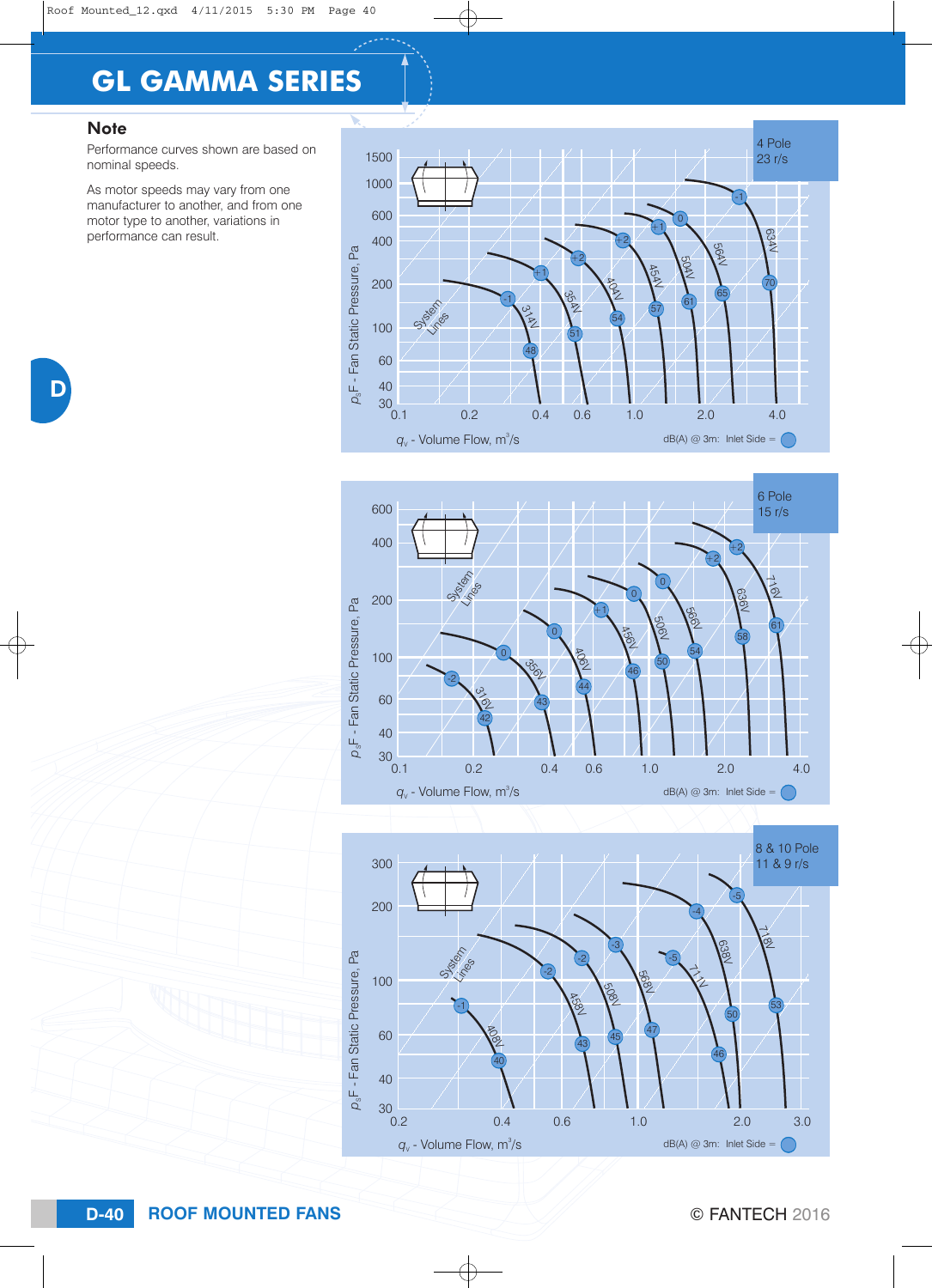# GL GAMMA SERIES

## Note

Performance curves shown are based on nominal speeds.

As motor speeds may vary from one manufacturer to another, and from one motor type to another, variations in performance can result.

D

4 Pole
23 r/s

1500
1000
600
400
200
100
60
40
30

$p_sF$ - Fan Static Pressure, Pa

0.1 0.2 0.4 0.6 1.0 2.0 4.0

$q_v$ - Volume Flow, m$^3$/s

System Lines

314V 354V 404V 454V 504V 564V 634V

-1 +1 +2 +2 +1 0 -1

48 51 54 57 61 65 70

dB(A) @ 3m: Inlet Side =

6 Pole
15 r/s

600
400
200
100
60
40
30

$p_sF$ - Fan Static Pressure, Pa

0.1 0.2 0.4 0.6 1.0 2.0 4.0

$q_v$ - Volume Flow, m$^3$/s

System Lines

316V 356V 406V 456V 506V 566V 636V 716V

-2 0 0 +1 0 0 +2 +2

42 43 44 46 50 54 58 61

dB(A) @ 3m: Inlet Side =

8 & 10 Pole
11 & 9 r/s

300
200
100
60
40
30

$p_sF$ - Fan Static Pressure, Pa

0.2 0.4 0.6 1.0 2.0 3.0

$q_v$ - Volume Flow, m$^3$/s

System Lines

408V 458V 508V 568V 711V 638V 718V

-1 -2 -2 -3 -5 -4 -5

40 43 45 47 46 50 53

dB(A) @ 3m: Inlet Side =

D-40 ROOF MOUNTED FANS

© FANTECH 2016